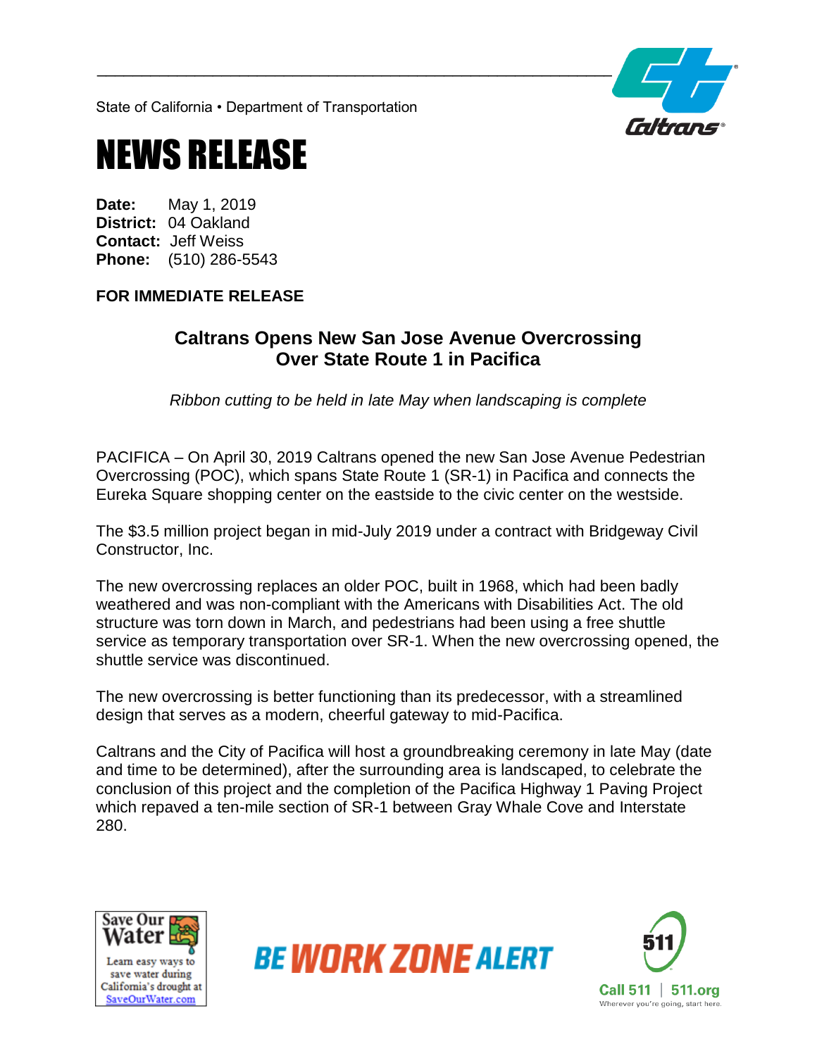State of California • Department of Transportation

# NEWS RELEASE

**Date:** May 1, 2019
**District:** 04 Oakland
**Contact:** Jeff Weiss
**Phone:** (510) 286-5543

**FOR IMMEDIATE RELEASE**

## Caltrans Opens New San Jose Avenue Overcrossing Over State Route 1 in Pacifica

*Ribbon cutting to be held in late May when landscaping is complete*

PACIFICA – On April 30, 2019 Caltrans opened the new San Jose Avenue Pedestrian Overcrossing (POC), which spans State Route 1 (SR-1) in Pacifica and connects the Eureka Square shopping center on the eastside to the civic center on the westside.

The $3.5 million project began in mid-July 2019 under a contract with Bridgeway Civil Constructor, Inc.

The new overcrossing replaces an older POC, built in 1968, which had been badly weathered and was non-compliant with the Americans with Disabilities Act. The old structure was torn down in March, and pedestrians had been using a free shuttle service as temporary transportation over SR-1. When the new overcrossing opened, the shuttle service was discontinued.

The new overcrossing is better functioning than its predecessor, with a streamlined design that serves as a modern, cheerful gateway to mid-Pacifica.

Caltrans and the City of Pacifica will host a groundbreaking ceremony in late May (date and time to be determined), after the surrounding area is landscaped, to celebrate the conclusion of this project and the completion of the Pacifica Highway 1 Paving Project which repaved a ten-mile section of SR-1 between Gray Whale Cove and Interstate 280.

Save Our Water — Learn easy ways to save water during California's drought at SaveOurWater.com

BE WORK ZONE ALERT

511 — Call 511 | 511.org — Wherever you're going, start here.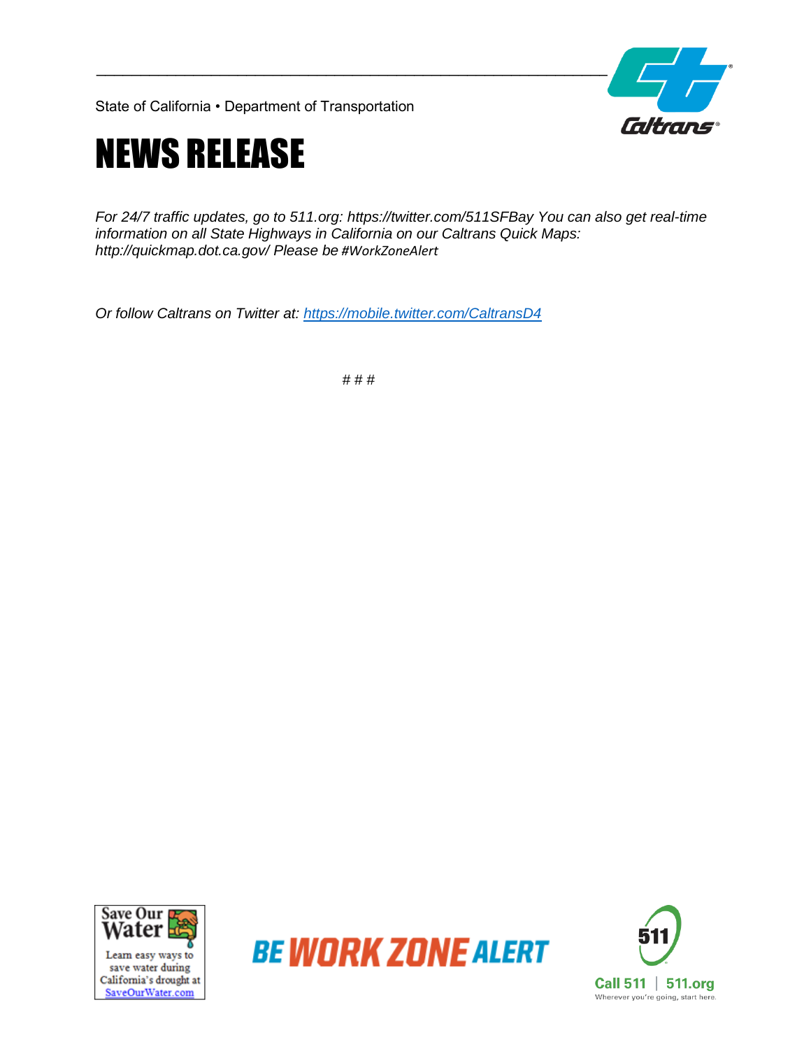State of California • Department of Transportation

# NEWS RELEASE

*For 24/7 traffic updates, go to 511.org: https://twitter.com/511SFBay You can also get real-time information on all State Highways in California on our Caltrans Quick Maps: http://quickmap.dot.ca.gov/ Please be #WorkZoneAlert*

*Or follow Caltrans on Twitter at: [https://mobile.twitter.com/CaltransD4](https://mobile.twitter.com/CaltransD4)*

# # #

Save Our Water
Learn easy ways to save water during California's drought at SaveOurWater.com

BE WORK ZONE ALERT

511
Call 511 | 511.org
Wherever you're going, start here.